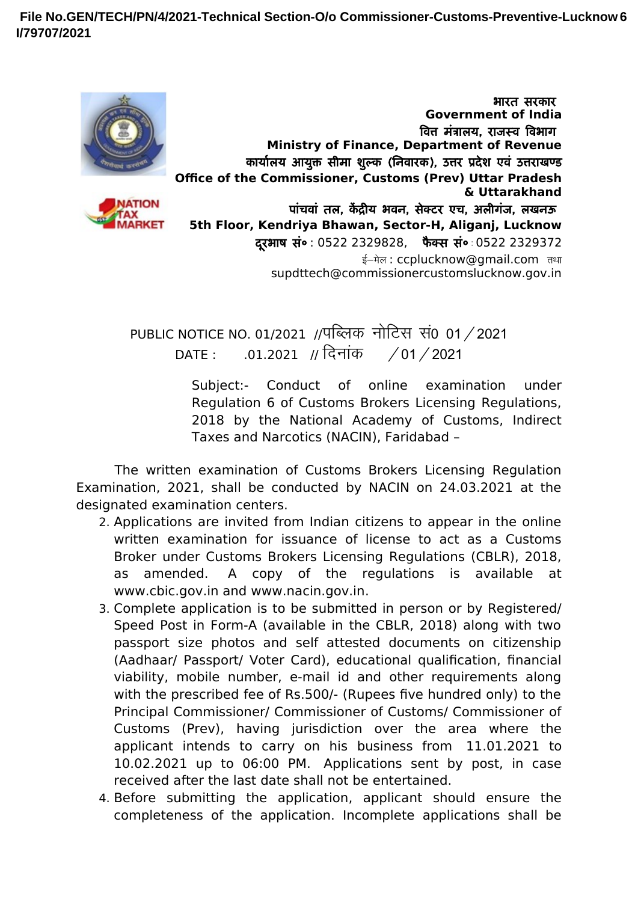File No.GEN/TECH/PN/4/2021-Technical Section-O/o Commissioner-Customs-Preventive-Lucknow
I/79707/2021

भारत सरकार
**Government of India**
वित्त मंत्रालय, राजस्व विभाग
**Ministry of Finance, Department of Revenue**
कार्यालय आयुक्त सीमा शुल्क (निवारक), उत्तर प्रदेश एवं उत्तराखण्ड
**Office of the Commissioner, Customs (Prev) Uttar Pradesh & Uttarakhand**
पांचवां तल, केंद्रीय भवन, सेक्टर एच, अलीगंज, लखनऊ
**5th Floor, Kendriya Bhawan, Sector-H, Aliganj, Lucknow**
**दूरभाष सं॰** : 0522 2329828, **फैक्स सं॰** : 0522 2329372
ई–मेल : ccplucknow@gmail.com तथा
supdttech@commissionercustomslucknow.gov.in

PUBLIC NOTICE NO. 01/2021 //पब्लिक नोटिस सं0 01 ⁄ 2021
DATE : .01.2021 // दिनांक ⁄ 01 ⁄ 2021

Subject:- Conduct of online examination under Regulation 6 of Customs Brokers Licensing Regulations, 2018 by the National Academy of Customs, Indirect Taxes and Narcotics (NACIN), Faridabad –

The written examination of Customs Brokers Licensing Regulation Examination, 2021, shall be conducted by NACIN on 24.03.2021 at the designated examination centers.

2. Applications are invited from Indian citizens to appear in the online written examination for issuance of license to act as a Customs Broker under Customs Brokers Licensing Regulations (CBLR), 2018, as amended. A copy of the regulations is available at www.cbic.gov.in and www.nacin.gov.in.
3. Complete application is to be submitted in person or by Registered/ Speed Post in Form-A (available in the CBLR, 2018) along with two passport size photos and self attested documents on citizenship (Aadhaar/ Passport/ Voter Card), educational qualification, financial viability, mobile number, e-mail id and other requirements along with the prescribed fee of Rs.500/- (Rupees five hundred only) to the Principal Commissioner/ Commissioner of Customs/ Commissioner of Customs (Prev), having jurisdiction over the area where the applicant intends to carry on his business from 11.01.2021 to 10.02.2021 up to 06:00 PM. Applications sent by post, in case received after the last date shall not be entertained.
4. Before submitting the application, applicant should ensure the completeness of the application. Incomplete applications shall be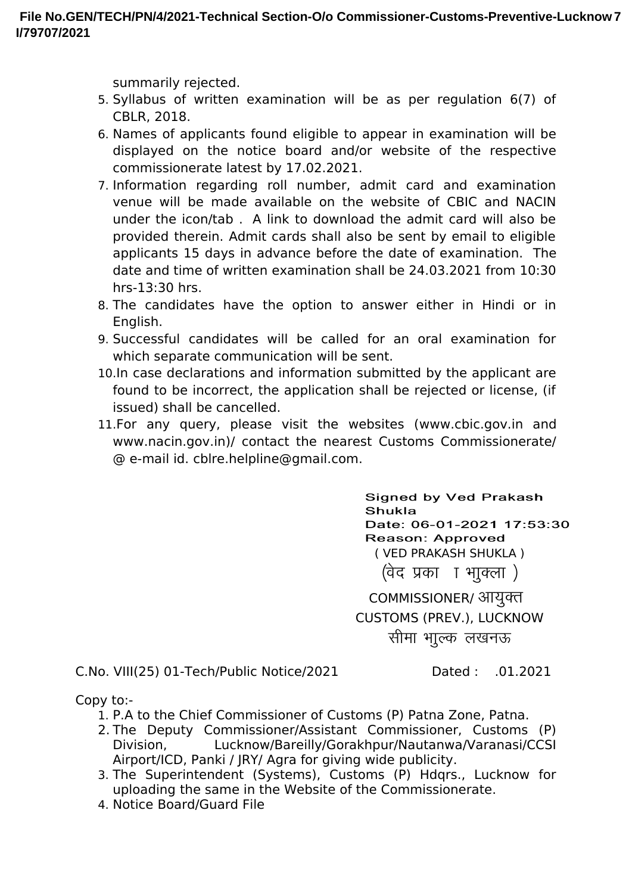summarily rejected.

5. Syllabus of written examination will be as per regulation 6(7) of CBLR, 2018.
6. Names of applicants found eligible to appear in examination will be displayed on the notice board and/or website of the respective commissionerate latest by 17.02.2021.
7. Information regarding roll number, admit card and examination venue will be made available on the website of CBIC and NACIN under the icon/tab . A link to download the admit card will also be provided therein. Admit cards shall also be sent by email to eligible applicants 15 days in advance before the date of examination. The date and time of written examination shall be 24.03.2021 from 10:30 hrs-13:30 hrs.
8. The candidates have the option to answer either in Hindi or in English.
9. Successful candidates will be called for an oral examination for which separate communication will be sent.
10. In case declarations and information submitted by the applicant are found to be incorrect, the application shall be rejected or license, (if issued) shall be cancelled.
11. For any query, please visit the websites (www.cbic.gov.in and www.nacin.gov.in)/ contact the nearest Customs Commissionerate/ @ e-mail id. cblre.helpline@gmail.com.

**Signed by Ved Prakash Shukla**
**Date: 06-01-2021 17:53:30**
**Reason: Approved**

( VED PRAKASH SHUKLA )
(वेद प्रका  ा भाुक्ला )
COMMISSIONER/ आयुक्त
CUSTOMS (PREV.), LUCKNOW
सीमा भाुल्क लखनऊ

C.No. VIII(25) 01-Tech/Public Notice/2021 Dated : .01.2021

Copy to:-

1. P.A to the Chief Commissioner of Customs (P) Patna Zone, Patna.
2. The Deputy Commissioner/Assistant Commissioner, Customs (P) Division, Lucknow/Bareilly/Gorakhpur/Nautanwa/Varanasi/CCSI Airport/ICD, Panki / JRY/ Agra for giving wide publicity.
3. The Superintendent (Systems), Customs (P) Hdqrs., Lucknow for uploading the same in the Website of the Commissionerate.
4. Notice Board/Guard File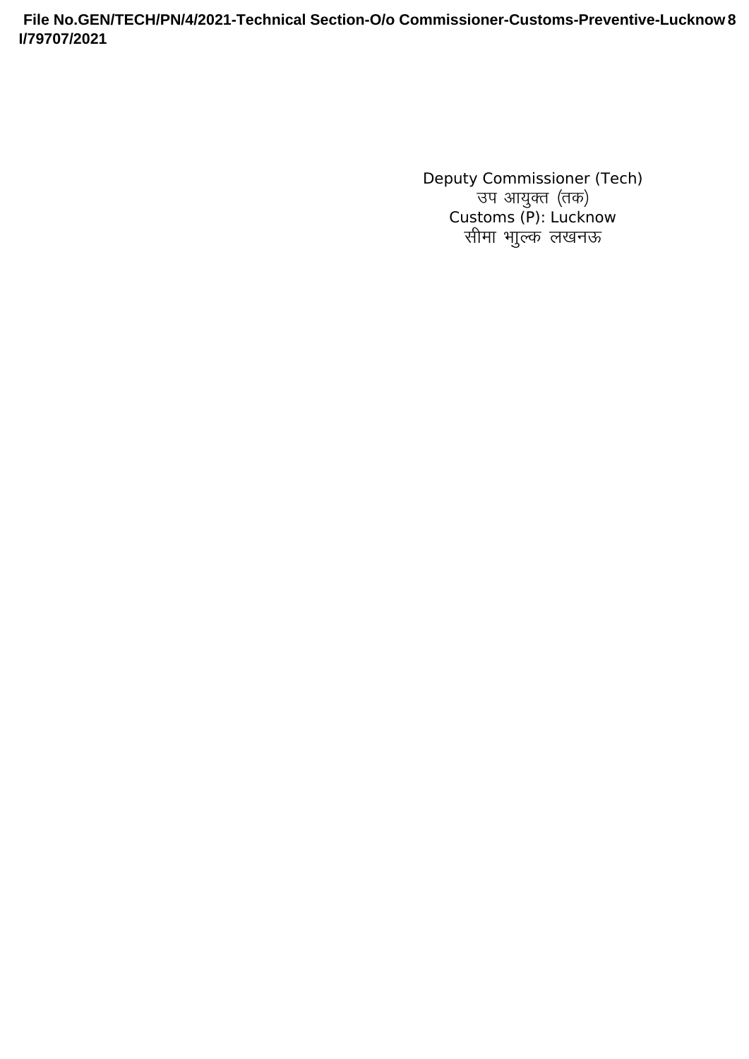Deputy Commissioner (Tech)
उप आयुक्त (तक)
Customs (P): Lucknow
सीमा भाुल्क लखनऊ